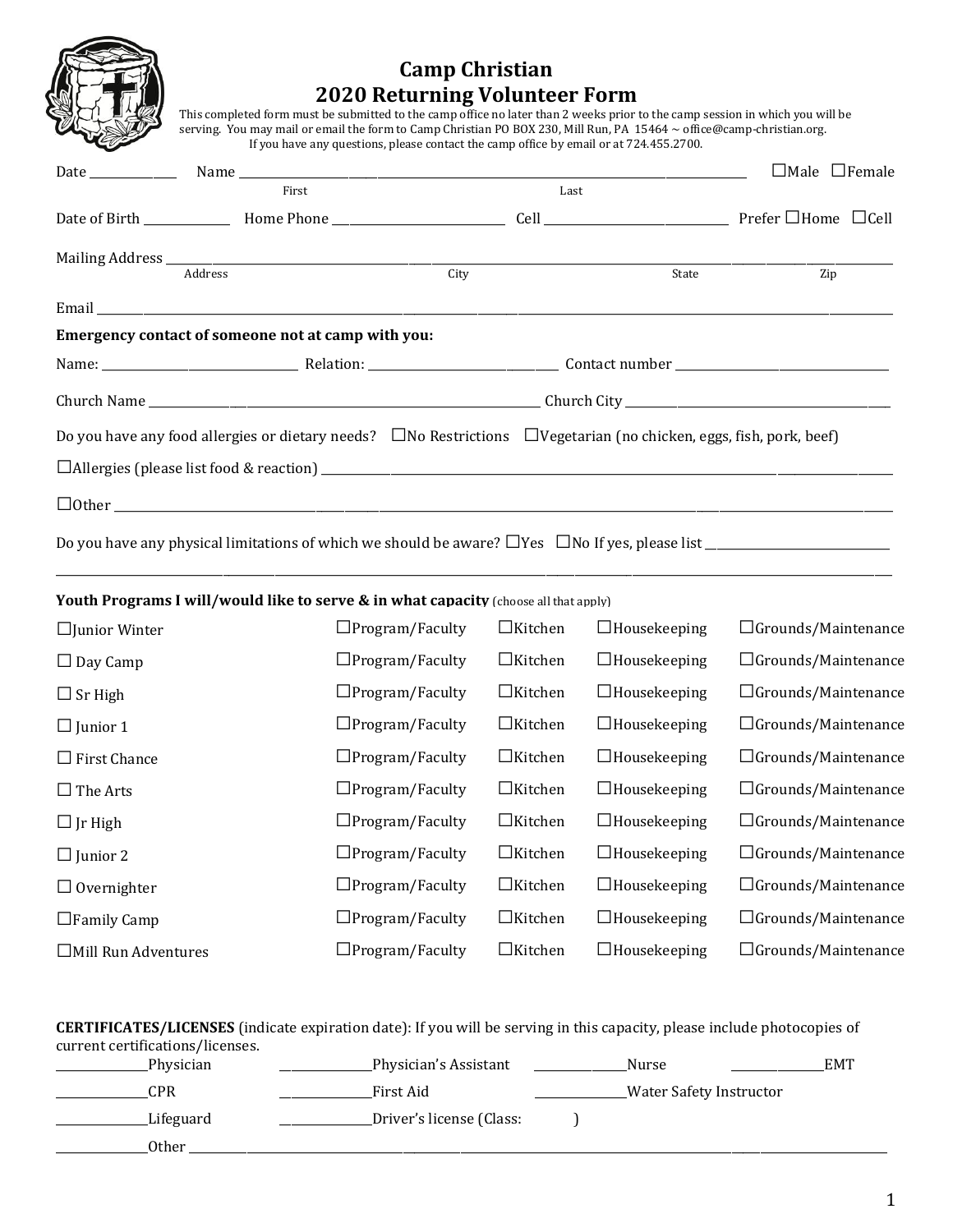# Camp Christian
## 2020 Returning Volunteer Form

This completed form must be submitted to the camp office no later than 2 weeks prior to the camp session in which you will be serving. You may mail or email the form to Camp Christian PO BOX 230, Mill Run, PA 15464 ~ office@camp-christian.org. If you have any questions, please contact the camp office by email or at 724.455.2700.

Date ____________ Name ______________________________ (First) ______________________________ (Last) ☐Male ☐Female

Date of Birth ____________ Home Phone ______________________ Cell ______________________ Prefer ☐Home ☐Cell

Mailing Address ______________________________ (Address) ____________________ (City) ____________ (State) ________ (Zip)

Email ______________________________________________________________________

**Emergency contact of someone not at camp with you:**

Name: ______________________ Relation: ______________________ Contact number ______________________

Church Name ______________________________________ Church City ______________________________

Do you have any food allergies or dietary needs? ☐No Restrictions ☐Vegetarian (no chicken, eggs, fish, pork, beef)

☐Allergies (please list food & reaction) ______________________________________________________________

☐Other ______________________________________________________________________________________

Do you have any physical limitations of which we should be aware? ☐Yes ☐No If yes, please list ______________________

______________________________________________________________________________________________

**Youth Programs I will/would like to serve & in what capacity** (choose all that apply)

| Program | | | | |
|---|---|---|---|---|
| ☐Junior Winter | ☐Program/Faculty | ☐Kitchen | ☐Housekeeping | ☐Grounds/Maintenance |
| ☐ Day Camp | ☐Program/Faculty | ☐Kitchen | ☐Housekeeping | ☐Grounds/Maintenance |
| ☐ Sr High | ☐Program/Faculty | ☐Kitchen | ☐Housekeeping | ☐Grounds/Maintenance |
| ☐ Junior 1 | ☐Program/Faculty | ☐Kitchen | ☐Housekeeping | ☐Grounds/Maintenance |
| ☐ First Chance | ☐Program/Faculty | ☐Kitchen | ☐Housekeeping | ☐Grounds/Maintenance |
| ☐ The Arts | ☐Program/Faculty | ☐Kitchen | ☐Housekeeping | ☐Grounds/Maintenance |
| ☐ Jr High | ☐Program/Faculty | ☐Kitchen | ☐Housekeeping | ☐Grounds/Maintenance |
| ☐ Junior 2 | ☐Program/Faculty | ☐Kitchen | ☐Housekeeping | ☐Grounds/Maintenance |
| ☐ Overnighter | ☐Program/Faculty | ☐Kitchen | ☐Housekeeping | ☐Grounds/Maintenance |
| ☐Family Camp | ☐Program/Faculty | ☐Kitchen | ☐Housekeeping | ☐Grounds/Maintenance |
| ☐Mill Run Adventures | ☐Program/Faculty | ☐Kitchen | ☐Housekeeping | ☐Grounds/Maintenance |

**CERTIFICATES/LICENSES** (indicate expiration date): If you will be serving in this capacity, please include photocopies of current certifications/licenses.

__________Physician __________Physician's Assistant __________Nurse __________EMT

__________CPR __________First Aid __________Water Safety Instructor

__________Lifeguard __________Driver's license (Class: )

__________Other ______________________________________________________________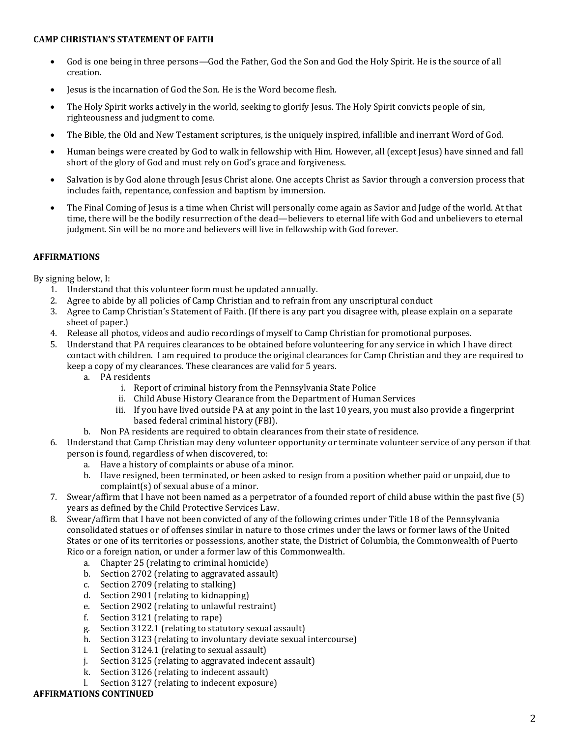**CAMP CHRISTIAN'S STATEMENT OF FAITH**

- God is one being in three persons—God the Father, God the Son and God the Holy Spirit. He is the source of all creation.
- Jesus is the incarnation of God the Son. He is the Word become flesh.
- The Holy Spirit works actively in the world, seeking to glorify Jesus. The Holy Spirit convicts people of sin, righteousness and judgment to come.
- The Bible, the Old and New Testament scriptures, is the uniquely inspired, infallible and inerrant Word of God.
- Human beings were created by God to walk in fellowship with Him. However, all (except Jesus) have sinned and fall short of the glory of God and must rely on God's grace and forgiveness.
- Salvation is by God alone through Jesus Christ alone. One accepts Christ as Savior through a conversion process that includes faith, repentance, confession and baptism by immersion.
- The Final Coming of Jesus is a time when Christ will personally come again as Savior and Judge of the world. At that time, there will be the bodily resurrection of the dead—believers to eternal life with God and unbelievers to eternal judgment. Sin will be no more and believers will live in fellowship with God forever.

**AFFIRMATIONS**

By signing below, I:

1. Understand that this volunteer form must be updated annually.
2. Agree to abide by all policies of Camp Christian and to refrain from any unscriptural conduct
3. Agree to Camp Christian's Statement of Faith. (If there is any part you disagree with, please explain on a separate sheet of paper.)
4. Release all photos, videos and audio recordings of myself to Camp Christian for promotional purposes.
5. Understand that PA requires clearances to be obtained before volunteering for any service in which I have direct contact with children. I am required to produce the original clearances for Camp Christian and they are required to keep a copy of my clearances. These clearances are valid for 5 years.
   a. PA residents
      i. Report of criminal history from the Pennsylvania State Police
      ii. Child Abuse History Clearance from the Department of Human Services
      iii. If you have lived outside PA at any point in the last 10 years, you must also provide a fingerprint based federal criminal history (FBI).
   b. Non PA residents are required to obtain clearances from their state of residence.
6. Understand that Camp Christian may deny volunteer opportunity or terminate volunteer service of any person if that person is found, regardless of when discovered, to:
   a. Have a history of complaints or abuse of a minor.
   b. Have resigned, been terminated, or been asked to resign from a position whether paid or unpaid, due to complaint(s) of sexual abuse of a minor.
7. Swear/affirm that I have not been named as a perpetrator of a founded report of child abuse within the past five (5) years as defined by the Child Protective Services Law.
8. Swear/affirm that I have not been convicted of any of the following crimes under Title 18 of the Pennsylvania consolidated statues or of offenses similar in nature to those crimes under the laws or former laws of the United States or one of its territories or possessions, another state, the District of Columbia, the Commonwealth of Puerto Rico or a foreign nation, or under a former law of this Commonwealth.
   a. Chapter 25 (relating to criminal homicide)
   b. Section 2702 (relating to aggravated assault)
   c. Section 2709 (relating to stalking)
   d. Section 2901 (relating to kidnapping)
   e. Section 2902 (relating to unlawful restraint)
   f. Section 3121 (relating to rape)
   g. Section 3122.1 (relating to statutory sexual assault)
   h. Section 3123 (relating to involuntary deviate sexual intercourse)
   i. Section 3124.1 (relating to sexual assault)
   j. Section 3125 (relating to aggravated indecent assault)
   k. Section 3126 (relating to indecent assault)
   l. Section 3127 (relating to indecent exposure)

**AFFIRMATIONS CONTINUED**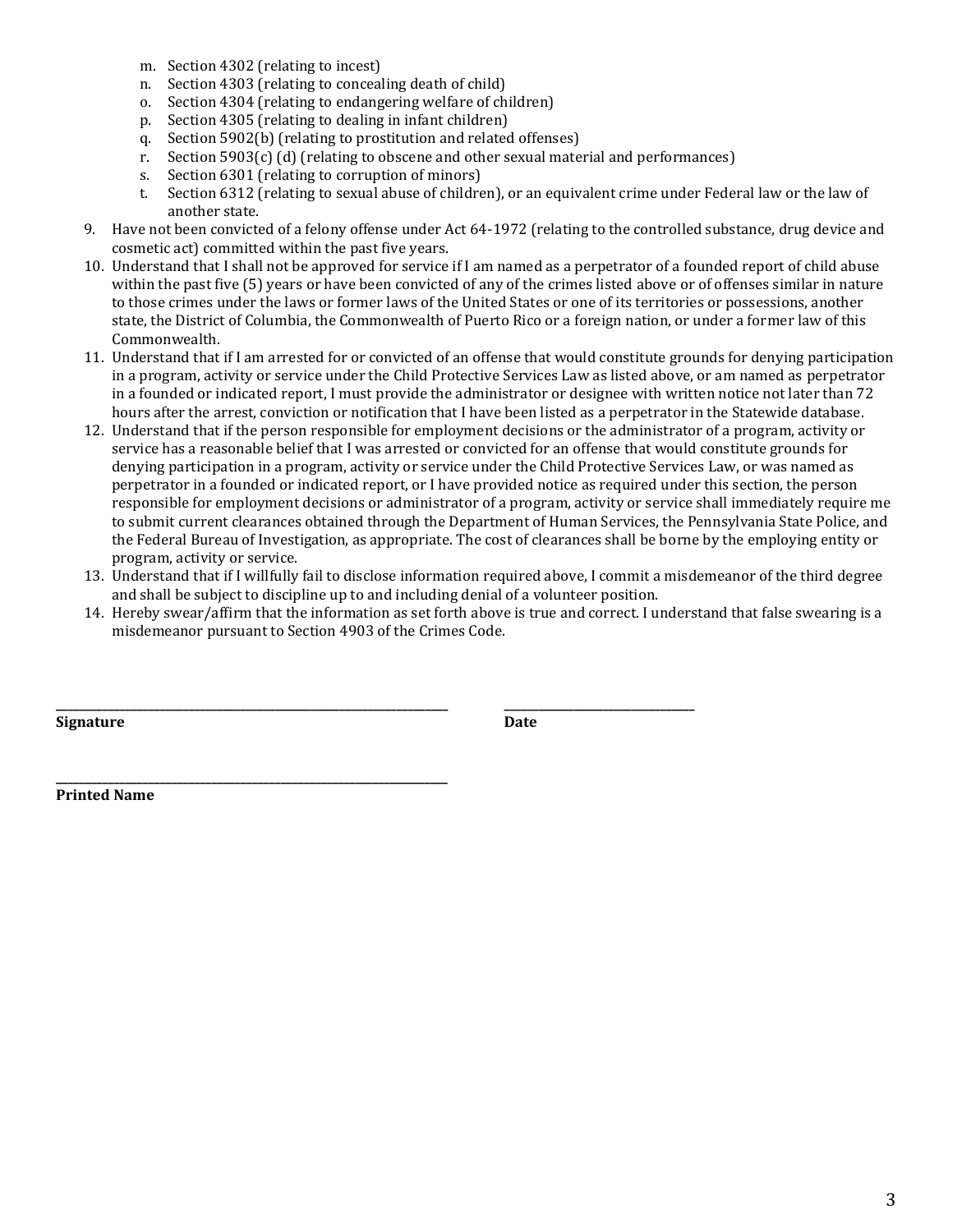- m. Section 4302 (relating to incest)
- n. Section 4303 (relating to concealing death of child)
- o. Section 4304 (relating to endangering welfare of children)
- p. Section 4305 (relating to dealing in infant children)
- q. Section 5902(b) (relating to prostitution and related offenses)
- r. Section 5903(c) (d) (relating to obscene and other sexual material and performances)
- s. Section 6301 (relating to corruption of minors)
- t. Section 6312 (relating to sexual abuse of children), or an equivalent crime under Federal law or the law of another state.

9. Have not been convicted of a felony offense under Act 64-1972 (relating to the controlled substance, drug device and cosmetic act) committed within the past five years.
10. Understand that I shall not be approved for service if I am named as a perpetrator of a founded report of child abuse within the past five (5) years or have been convicted of any of the crimes listed above or of offenses similar in nature to those crimes under the laws or former laws of the United States or one of its territories or possessions, another state, the District of Columbia, the Commonwealth of Puerto Rico or a foreign nation, or under a former law of this Commonwealth.
11. Understand that if I am arrested for or convicted of an offense that would constitute grounds for denying participation in a program, activity or service under the Child Protective Services Law as listed above, or am named as perpetrator in a founded or indicated report, I must provide the administrator or designee with written notice not later than 72 hours after the arrest, conviction or notification that I have been listed as a perpetrator in the Statewide database.
12. Understand that if the person responsible for employment decisions or the administrator of a program, activity or service has a reasonable belief that I was arrested or convicted for an offense that would constitute grounds for denying participation in a program, activity or service under the Child Protective Services Law, or was named as perpetrator in a founded or indicated report, or I have provided notice as required under this section, the person responsible for employment decisions or administrator of a program, activity or service shall immediately require me to submit current clearances obtained through the Department of Human Services, the Pennsylvania State Police, and the Federal Bureau of Investigation, as appropriate. The cost of clearances shall be borne by the employing entity or program, activity or service.
13. Understand that if I willfully fail to disclose information required above, I commit a misdemeanor of the third degree and shall be subject to discipline up to and including denial of a volunteer position.
14. Hereby swear/affirm that the information as set forth above is true and correct. I understand that false swearing is a misdemeanor pursuant to Section 4903 of the Crimes Code.

\_\_\_\_\_\_\_\_\_\_\_\_\_\_\_\_\_\_\_\_\_\_\_\_\_\_\_\_\_\_\_\_\_\_\_\_\_\_\_\_ \_\_\_\_\_\_\_\_\_\_\_\_\_\_\_\_\_\_\_\_

**Signature** **Date**

\_\_\_\_\_\_\_\_\_\_\_\_\_\_\_\_\_\_\_\_\_\_\_\_\_\_\_\_\_\_\_\_\_\_\_\_\_\_\_\_

**Printed Name**